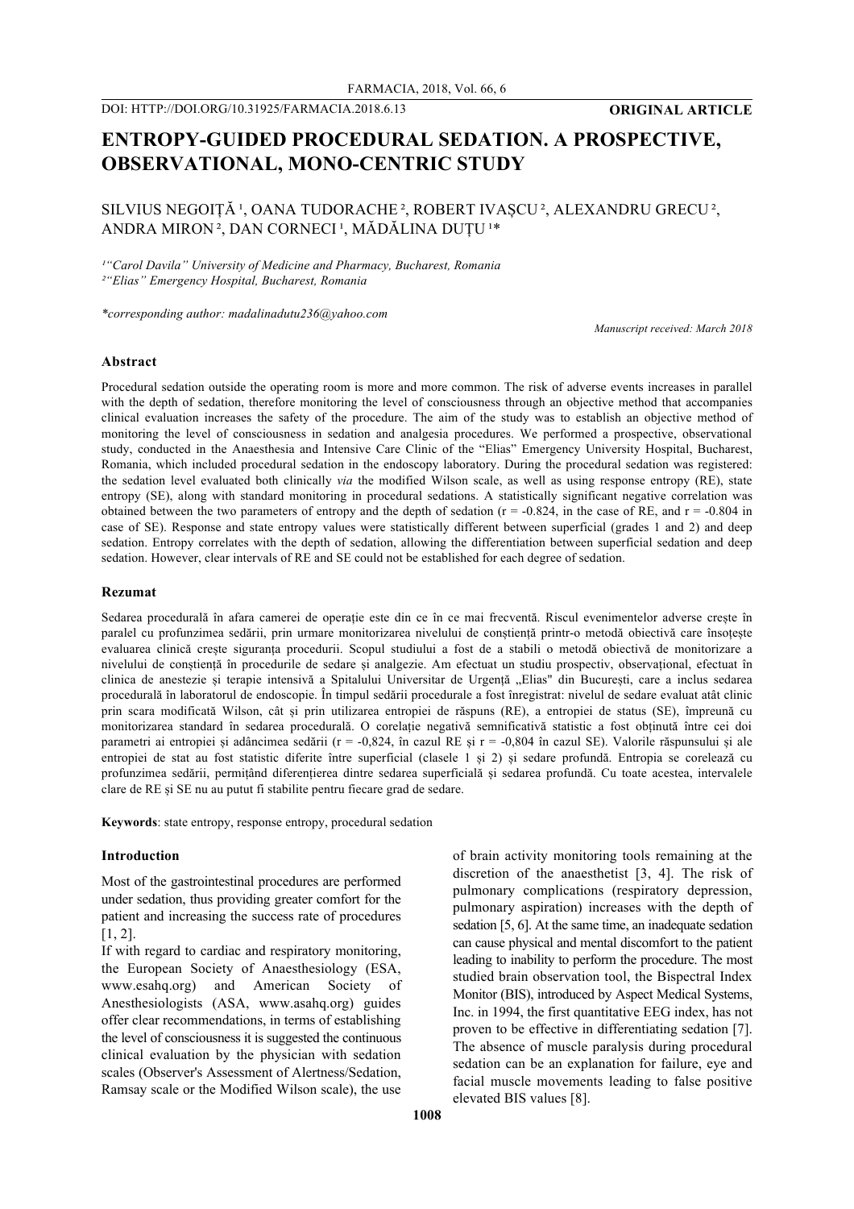DOI: HTTP://DOI.ORG/10.31925/FARMACIA.2018.6.13

**ORIGINAL ARTICLE**

# ENTROPY-GUIDED PROCEDURAL SEDATION. A PROSPECTIVE, OBSERVATIONAL, MONO-CENTRIC STUDY

SILVIUS NEGOIȚĂ [1], OANA TUDORACHE [2], ROBERT IVAȘCU [2], ALEXANDRU GRECU [2], ANDRA MIRON [2], DAN CORNECI [1], MĂDĂLINA DUȚU [1]*

*[1]"Carol Davila" University of Medicine and Pharmacy, Bucharest, Romania*
*[2]"Elias" Emergency Hospital, Bucharest, Romania*

*\*corresponding author: madalinadutu236@yahoo.com*

*Manuscript received: March 2018*

### Abstract

Procedural sedation outside the operating room is more and more common. The risk of adverse events increases in parallel with the depth of sedation, therefore monitoring the level of consciousness through an objective method that accompanies clinical evaluation increases the safety of the procedure. The aim of the study was to establish an objective method of monitoring the level of consciousness in sedation and analgesia procedures. We performed a prospective, observational study, conducted in the Anaesthesia and Intensive Care Clinic of the "Elias" Emergency University Hospital, Bucharest, Romania, which included procedural sedation in the endoscopy laboratory. During the procedural sedation was registered: the sedation level evaluated both clinically *via* the modified Wilson scale, as well as using response entropy (RE), state entropy (SE), along with standard monitoring in procedural sedations. A statistically significant negative correlation was obtained between the two parameters of entropy and the depth of sedation ($r = -0.824$, in the case of RE, and $r = -0.804$ in case of SE). Response and state entropy values were statistically different between superficial (grades 1 and 2) and deep sedation. Entropy correlates with the depth of sedation, allowing the differentiation between superficial sedation and deep sedation. However, clear intervals of RE and SE could not be established for each degree of sedation.

### Rezumat

Sedarea procedurală în afara camerei de operație este din ce în ce mai frecventă. Riscul evenimentelor adverse crește în paralel cu profunzimea sedării, prin urmare monitorizarea nivelului de conștiență printr-o metodă obiectivă care însoțește evaluarea clinică crește siguranța procedurii. Scopul studiului a fost de a stabili o metodă obiectivă de monitorizare a nivelului de conștiență în procedurile de sedare și analgezie. Am efectuat un studiu prospectiv, observațional, efectuat în clinica de anestezie și terapie intensivă a Spitalului Universitar de Urgență „Elias" din București, care a inclus sedarea procedurală în laboratorul de endoscopie. În timpul sedării procedurale a fost înregistrat: nivelul de sedare evaluat atât clinic prin scara modificată Wilson, cât și prin utilizarea entropiei de răspuns (RE), a entropiei de status (SE), împreună cu monitorizarea standard în sedarea procedurală. O corelație negativă semnificativă statistic a fost obținută între cei doi parametri ai entropiei și adâncimea sedării ($r = -0,824$, în cazul RE și $r = -0,804$ în cazul SE). Valorile răspunsului și ale entropiei de stat au fost statistic diferite între superficial (clasele 1 și 2) și sedare profundă. Entropia se corelează cu profunzimea sedării, permițând diferențierea dintre sedarea superficială și sedarea profundă. Cu toate acestea, intervalele clare de RE și SE nu au putut fi stabilite pentru fiecare grad de sedare.

**Keywords**: state entropy, response entropy, procedural sedation

### Introduction

Most of the gastrointestinal procedures are performed under sedation, thus providing greater comfort for the patient and increasing the success rate of procedures [1, 2].

If with regard to cardiac and respiratory monitoring, the European Society of Anaesthesiology (ESA, www.esahq.org) and American Society of Anesthesiologists (ASA, www.asahq.org) guides offer clear recommendations, in terms of establishing the level of consciousness it is suggested the continuous clinical evaluation by the physician with sedation scales (Observer's Assessment of Alertness/Sedation, Ramsay scale or the Modified Wilson scale), the use of brain activity monitoring tools remaining at the discretion of the anaesthetist [3, 4]. The risk of pulmonary complications (respiratory depression, pulmonary aspiration) increases with the depth of sedation [5, 6]. At the same time, an inadequate sedation can cause physical and mental discomfort to the patient leading to inability to perform the procedure. The most studied brain observation tool, the Bispectral Index Monitor (BIS), introduced by Aspect Medical Systems, Inc. in 1994, the first quantitative EEG index, has not proven to be effective in differentiating sedation [7]. The absence of muscle paralysis during procedural sedation can be an explanation for failure, eye and facial muscle movements leading to false positive elevated BIS values [8].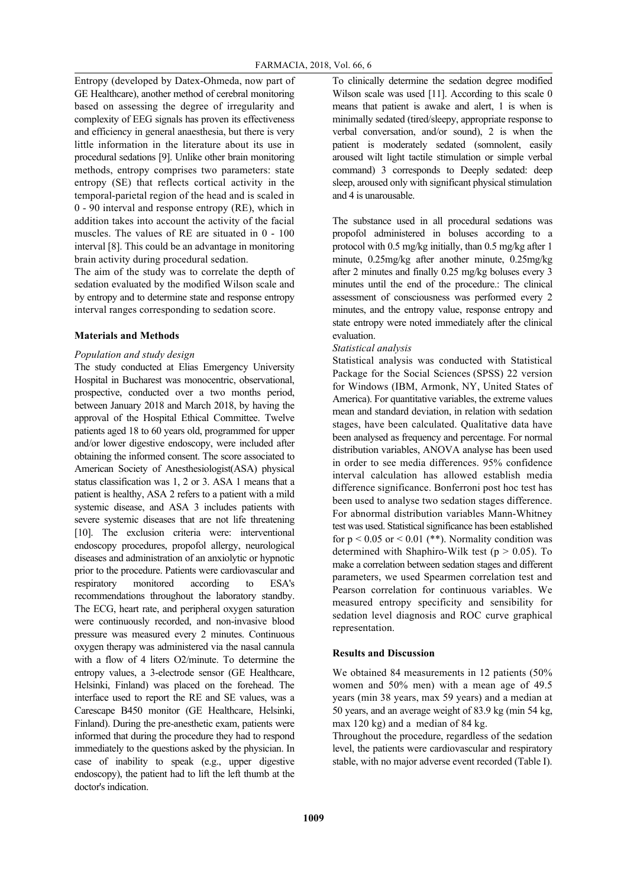Entropy (developed by Datex-Ohmeda, now part of GE Healthcare), another method of cerebral monitoring based on assessing the degree of irregularity and complexity of EEG signals has proven its effectiveness and efficiency in general anaesthesia, but there is very little information in the literature about its use in procedural sedations [9]. Unlike other brain monitoring methods, entropy comprises two parameters: state entropy (SE) that reflects cortical activity in the temporal-parietal region of the head and is scaled in 0 - 90 interval and response entropy (RE), which in addition takes into account the activity of the facial muscles. The values of RE are situated in 0 - 100 interval [8]. This could be an advantage in monitoring brain activity during procedural sedation.

The aim of the study was to correlate the depth of sedation evaluated by the modified Wilson scale and by entropy and to determine state and response entropy interval ranges corresponding to sedation score.

**Materials and Methods**

*Population and study design*

The study conducted at Elias Emergency University Hospital in Bucharest was monocentric, observational, prospective, conducted over a two months period, between January 2018 and March 2018, by having the approval of the Hospital Ethical Committee. Twelve patients aged 18 to 60 years old, programmed for upper and/or lower digestive endoscopy, were included after obtaining the informed consent. The score associated to American Society of Anesthesiologist(ASA) physical status classification was 1, 2 or 3. ASA 1 means that a patient is healthy, ASA 2 refers to a patient with a mild systemic disease, and ASA 3 includes patients with severe systemic diseases that are not life threatening [10]. The exclusion criteria were: interventional endoscopy procedures, propofol allergy, neurological diseases and administration of an anxiolytic or hypnotic prior to the procedure. Patients were cardiovascular and respiratory monitored according to ESA's recommendations throughout the laboratory standby. The ECG, heart rate, and peripheral oxygen saturation were continuously recorded, and non-invasive blood pressure was measured every 2 minutes. Continuous oxygen therapy was administered via the nasal cannula with a flow of 4 liters $O_2$/minute. To determine the entropy values, a 3-electrode sensor (GE Healthcare, Helsinki, Finland) was placed on the forehead. The interface used to report the RE and SE values, was a Carescape B450 monitor (GE Healthcare, Helsinki, Finland). During the pre-anesthetic exam, patients were informed that during the procedure they had to respond immediately to the questions asked by the physician. In case of inability to speak (e.g., upper digestive endoscopy), the patient had to lift the left thumb at the doctor's indication.

To clinically determine the sedation degree modified Wilson scale was used [11]. According to this scale 0 means that patient is awake and alert, 1 is when is minimally sedated (tired/sleepy, appropriate response to verbal conversation, and/or sound), 2 is when the patient is moderately sedated (somnolent, easily aroused wilt light tactile stimulation or simple verbal command) 3 corresponds to Deeply sedated: deep sleep, aroused only with significant physical stimulation and 4 is unarousable.

The substance used in all procedural sedations was propofol administered in boluses according to a protocol with 0.5 mg/kg initially, than 0.5 mg/kg after 1 minute, 0.25mg/kg after another minute, 0.25mg/kg after 2 minutes and finally 0.25 mg/kg boluses every 3 minutes until the end of the procedure.: The clinical assessment of consciousness was performed every 2 minutes, and the entropy value, response entropy and state entropy were noted immediately after the clinical evaluation.

*Statistical analysis*

Statistical analysis was conducted with Statistical Package for the Social Sciences (SPSS) 22 version for Windows (IBM, Armonk, NY, United States of America). For quantitative variables, the extreme values mean and standard deviation, in relation with sedation stages, have been calculated. Qualitative data have been analysed as frequency and percentage. For normal distribution variables, ANOVA analyse has been used in order to see media differences. 95% confidence interval calculation has allowed establish media difference significance. Bonferroni post hoc test has been used to analyse two sedation stages difference. For abnormal distribution variables Mann-Whitney test was used. Statistical significance has been established for $p < 0.05$ or $< 0.01$ (**). Normality condition was determined with Shaphiro-Wilk test ($p > 0.05$). To make a correlation between sedation stages and different parameters, we used Spearmen correlation test and Pearson correlation for continuous variables. We measured entropy specificity and sensibility for sedation level diagnosis and ROC curve graphical representation.

**Results and Discussion**

We obtained 84 measurements in 12 patients (50% women and 50% men) with a mean age of 49.5 years (min 38 years, max 59 years) and a median at 50 years, and an average weight of 83.9 kg (min 54 kg, max 120 kg) and a median of 84 kg.

Throughout the procedure, regardless of the sedation level, the patients were cardiovascular and respiratory stable, with no major adverse event recorded (Table I).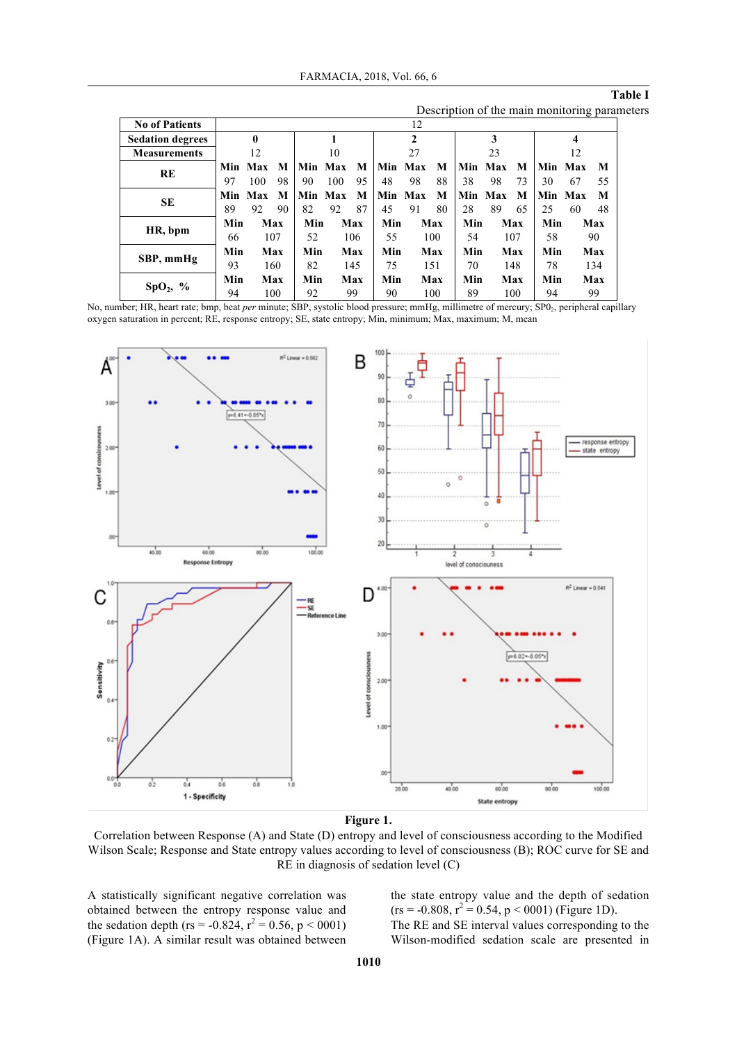**Table I**

Description of the main monitoring parameters

| No of Patients | 12 | | | | | | | | | | | | | | |
|---|---|---|---|---|---|---|---|---|---|---|---|---|---|---|---|
| **Sedation degrees** | **0** | | | **1** | | | **2** | | | **3** | | | **4** | | |
| **Measurements** | 12 | | | 10 | | | 27 | | | 23 | | | 12 | | |
| **RE** | Min | Max | M | Min | Max | M | Min | Max | M | Min | Max | M | Min | Max | M |
| | 97 | 100 | 98 | 90 | 100 | 95 | 48 | 98 | 88 | 38 | 98 | 73 | 30 | 67 | 55 |
| **SE** | Min | Max | M | Min | Max | M | Min | Max | M | Min | Max | M | Min | Max | M |
| | 89 | 92 | 90 | 82 | 92 | 87 | 45 | 91 | 80 | 28 | 89 | 65 | 25 | 60 | 48 |
| **HR, bpm** | Min | Max | | Min | Max | | Min | Max | | Min | Max | | Min | Max | |
| | 66 | 107 | | 52 | 106 | | 55 | 100 | | 54 | 107 | | 58 | 90 | |
| **SBP, mmHg** | Min | Max | | Min | Max | | Min | Max | | Min | Max | | Min | Max | |
| | 93 | 160 | | 82 | 145 | | 75 | 151 | | 70 | 148 | | 78 | 134 | |
| **$SpO_2$, %** | Min | Max | | Min | Max | | Min | Max | | Min | Max | | Min | Max | |
| | 94 | 100 | | 92 | 99 | | 90 | 100 | | 89 | 100 | | 94 | 99 | |

No, number; HR, heart rate; bmp, beat *per* minute; SBP, systolic blood pressure; mmHg, millimetre of mercury; $SP0_2$, peripheral capillary oxygen saturation in percent; RE, response entropy; SE, state entropy; Min, minimum; Max, maximum; M, mean

**Figure 1.**

Correlation between Response (A) and State (D) entropy and level of consciousness according to the Modified Wilson Scale; Response and State entropy values according to level of consciousness (B); ROC curve for SE and RE in diagnosis of sedation level (C)

A statistically significant negative correlation was obtained between the entropy response value and the sedation depth (rs = -0.824, $r^2$ = 0.56, p < 0001) (Figure 1A). A similar result was obtained between the state entropy value and the depth of sedation (rs = -0.808, $r^2$ = 0.54, p < 0001) (Figure 1D).

The RE and SE interval values corresponding to the Wilson-modified sedation scale are presented in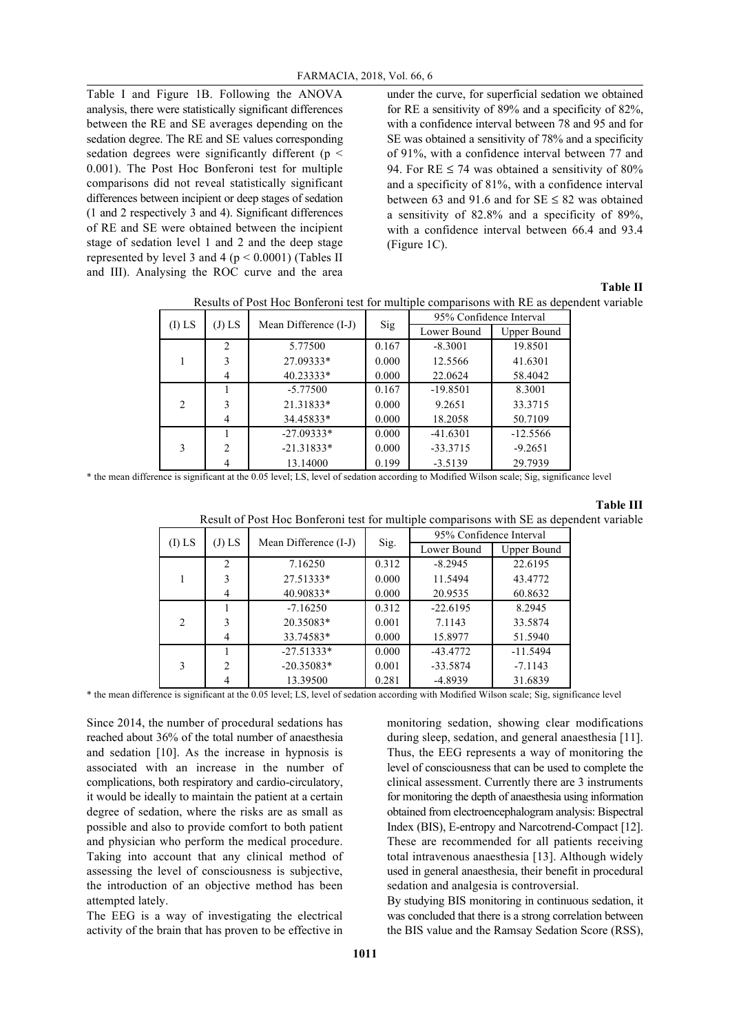Table I and Figure 1B. Following the ANOVA analysis, there were statistically significant differences between the RE and SE averages depending on the sedation degree. The RE and SE values corresponding sedation degrees were significantly different ($p < 0.001$). The Post Hoc Bonferoni test for multiple comparisons did not reveal statistically significant differences between incipient or deep stages of sedation (1 and 2 respectively 3 and 4). Significant differences of RE and SE were obtained between the incipient stage of sedation level 1 and 2 and the deep stage represented by level 3 and 4 ($p < 0.0001$) (Tables II and III). Analysing the ROC curve and the area under the curve, for superficial sedation we obtained for RE a sensitivity of 89% and a specificity of 82%, with a confidence interval between 78 and 95 and for SE was obtained a sensitivity of 78% and a specificity of 91%, with a confidence interval between 77 and 94. For RE ≤ 74 was obtained a sensitivity of 80% and a specificity of 81%, with a confidence interval between 63 and 91.6 and for SE ≤ 82 was obtained a sensitivity of 82.8% and a specificity of 89%, with a confidence interval between 66.4 and 93.4 (Figure 1C).

**Table II**

Results of Post Hoc Bonferoni test for multiple comparisons with RE as dependent variable

| (I) LS | (J) LS | Mean Difference (I-J) | Sig | 95% Confidence Interval | |
|---|---|---|---|---|---|
| | | | | Lower Bound | Upper Bound |
| 1 | 2 | 5.77500 | 0.167 | -8.3001 | 19.8501 |
| | 3 | 27.09333* | 0.000 | 12.5566 | 41.6301 |
| | 4 | 40.23333* | 0.000 | 22.0624 | 58.4042 |
| 2 | 1 | -5.77500 | 0.167 | -19.8501 | 8.3001 |
| | 3 | 21.31833* | 0.000 | 9.2651 | 33.3715 |
| | 4 | 34.45833* | 0.000 | 18.2058 | 50.7109 |
| 3 | 1 | -27.09333* | 0.000 | -41.6301 | -12.5566 |
| | 2 | -21.31833* | 0.000 | -33.3715 | -9.2651 |
| | 4 | 13.14000 | 0.199 | -3.5139 | 29.7939 |

\* the mean difference is significant at the 0.05 level; LS, level of sedation according to Modified Wilson scale; Sig, significance level

**Table III**

Result of Post Hoc Bonferoni test for multiple comparisons with SE as dependent variable

| (I) LS | (J) LS | Mean Difference (I-J) | Sig. | 95% Confidence Interval | |
|---|---|---|---|---|---|
| | | | | Lower Bound | Upper Bound |
| 1 | 2 | 7.16250 | 0.312 | -8.2945 | 22.6195 |
| | 3 | 27.51333* | 0.000 | 11.5494 | 43.4772 |
| | 4 | 40.90833* | 0.000 | 20.9535 | 60.8632 |
| 2 | 1 | -7.16250 | 0.312 | -22.6195 | 8.2945 |
| | 3 | 20.35083* | 0.001 | 7.1143 | 33.5874 |
| | 4 | 33.74583* | 0.000 | 15.8977 | 51.5940 |
| 3 | 1 | -27.51333* | 0.000 | -43.4772 | -11.5494 |
| | 2 | -20.35083* | 0.001 | -33.5874 | -7.1143 |
| | 4 | 13.39500 | 0.281 | -4.8939 | 31.6839 |

\* the mean difference is significant at the 0.05 level; LS, level of sedation according with Modified Wilson scale; Sig, significance level

Since 2014, the number of procedural sedations has reached about 36% of the total number of anaesthesia and sedation [10]. As the increase in hypnosis is associated with an increase in the number of complications, both respiratory and cardio-circulatory, it would be ideally to maintain the patient at a certain degree of sedation, where the risks are as small as possible and also to provide comfort to both patient and physician who perform the medical procedure. Taking into account that any clinical method of assessing the level of consciousness is subjective, the introduction of an objective method has been attempted lately.

The EEG is a way of investigating the electrical activity of the brain that has proven to be effective in monitoring sedation, showing clear modifications during sleep, sedation, and general anaesthesia [11]. Thus, the EEG represents a way of monitoring the level of consciousness that can be used to complete the clinical assessment. Currently there are 3 instruments for monitoring the depth of anaesthesia using information obtained from electroencephalogram analysis: Bispectral Index (BIS), E-entropy and Narcotrend-Compact [12]. These are recommended for all patients receiving total intravenous anaesthesia [13]. Although widely used in general anaesthesia, their benefit in procedural sedation and analgesia is controversial.

By studying BIS monitoring in continuous sedation, it was concluded that there is a strong correlation between the BIS value and the Ramsay Sedation Score (RSS),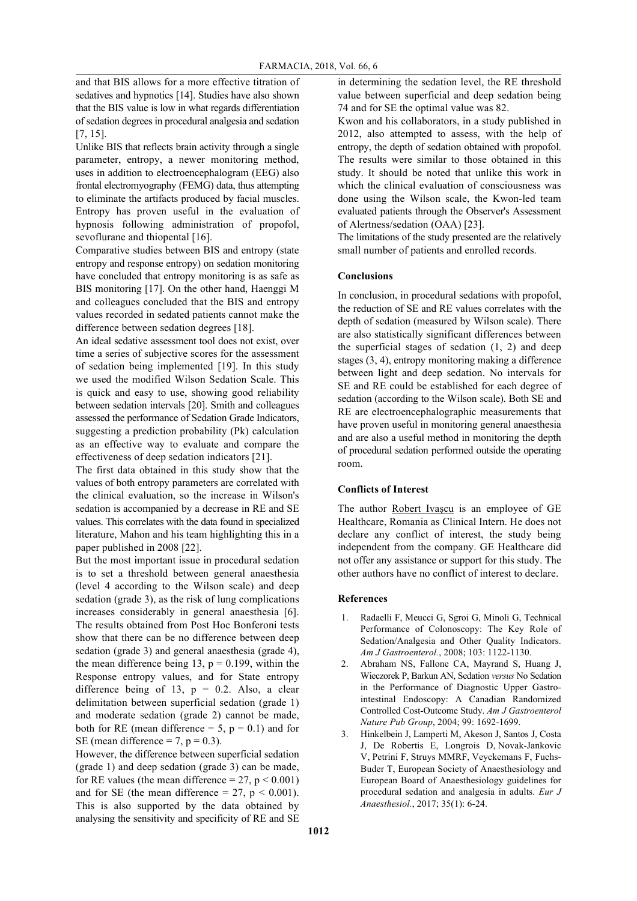and that BIS allows for a more effective titration of sedatives and hypnotics [14]. Studies have also shown that the BIS value is low in what regards differentiation of sedation degrees in procedural analgesia and sedation [7, 15].

Unlike BIS that reflects brain activity through a single parameter, entropy, a newer monitoring method, uses in addition to electroencephalogram (EEG) also frontal electromyography (FEMG) data, thus attempting to eliminate the artifacts produced by facial muscles. Entropy has proven useful in the evaluation of hypnosis following administration of propofol, sevoflurane and thiopental [16].

Comparative studies between BIS and entropy (state entropy and response entropy) on sedation monitoring have concluded that entropy monitoring is as safe as BIS monitoring [17]. On the other hand, Haenggi M and colleagues concluded that the BIS and entropy values recorded in sedated patients cannot make the difference between sedation degrees [18].

An ideal sedative assessment tool does not exist, over time a series of subjective scores for the assessment of sedation being implemented [19]. In this study we used the modified Wilson Sedation Scale. This is quick and easy to use, showing good reliability between sedation intervals [20]. Smith and colleagues assessed the performance of Sedation Grade Indicators, suggesting a prediction probability (Pk) calculation as an effective way to evaluate and compare the effectiveness of deep sedation indicators [21].

The first data obtained in this study show that the values of both entropy parameters are correlated with the clinical evaluation, so the increase in Wilson's sedation is accompanied by a decrease in RE and SE values. This correlates with the data found in specialized literature, Mahon and his team highlighting this in a paper published in 2008 [22].

But the most important issue in procedural sedation is to set a threshold between general anaesthesia (level 4 according to the Wilson scale) and deep sedation (grade 3), as the risk of lung complications increases considerably in general anaesthesia [6]. The results obtained from Post Hoc Bonferoni tests show that there can be no difference between deep sedation (grade 3) and general anaesthesia (grade 4), the mean difference being 13, $p = 0.199$, within the Response entropy values, and for State entropy difference being of 13, $p = 0.2$. Also, a clear delimitation between superficial sedation (grade 1) and moderate sedation (grade 2) cannot be made, both for RE (mean difference = 5, $p = 0.1$) and for SE (mean difference = 7, $p = 0.3$).

However, the difference between superficial sedation (grade 1) and deep sedation (grade 3) can be made, for RE values (the mean difference = 27, $p < 0.001$) and for SE (the mean difference = 27, $p < 0.001$). This is also supported by the data obtained by analysing the sensitivity and specificity of RE and SE in determining the sedation level, the RE threshold value between superficial and deep sedation being 74 and for SE the optimal value was 82.

Kwon and his collaborators, in a study published in 2012, also attempted to assess, with the help of entropy, the depth of sedation obtained with propofol. The results were similar to those obtained in this study. It should be noted that unlike this work in which the clinical evaluation of consciousness was done using the Wilson scale, the Kwon-led team evaluated patients through the Observer's Assessment of Alertness/sedation (OAA) [23].

The limitations of the study presented are the relatively small number of patients and enrolled records.

## Conclusions

In conclusion, in procedural sedations with propofol, the reduction of SE and RE values correlates with the depth of sedation (measured by Wilson scale). There are also statistically significant differences between the superficial stages of sedation (1, 2) and deep stages (3, 4), entropy monitoring making a difference between light and deep sedation. No intervals for SE and RE could be established for each degree of sedation (according to the Wilson scale). Both SE and RE are electroencephalographic measurements that have proven useful in monitoring general anaesthesia and are also a useful method in monitoring the depth of procedural sedation performed outside the operating room.

## Conflicts of Interest

The author Robert Ivaşcu is an employee of GE Healthcare, Romania as Clinical Intern. He does not declare any conflict of interest, the study being independent from the company. GE Healthcare did not offer any assistance or support for this study. The other authors have no conflict of interest to declare.

## References

1. Radaelli F, Meucci G, Sgroi G, Minoli G, Technical Performance of Colonoscopy: The Key Role of Sedation/Analgesia and Other Quality Indicators. *Am J Gastroenterol.*, 2008; 103: 1122-1130.
2. Abraham NS, Fallone CA, Mayrand S, Huang J, Wieczorek P, Barkun AN, Sedation *versus* No Sedation in the Performance of Diagnostic Upper Gastrointestinal Endoscopy: A Canadian Randomized Controlled Cost-Outcome Study. *Am J Gastroenterol Nature Pub Group*, 2004; 99: 1692-1699.
3. Hinkelbein J, Lamperti M, Akeson J, Santos J, Costa J, De Robertis E, Longrois D, Novak-Jankovic V, Petrini F, Struys MMRF, Veyckemans F, Fuchs-Buder T, European Society of Anaesthesiology and European Board of Anaesthesiology guidelines for procedural sedation and analgesia in adults. *Eur J Anaesthesiol.*, 2017; 35(1): 6-24.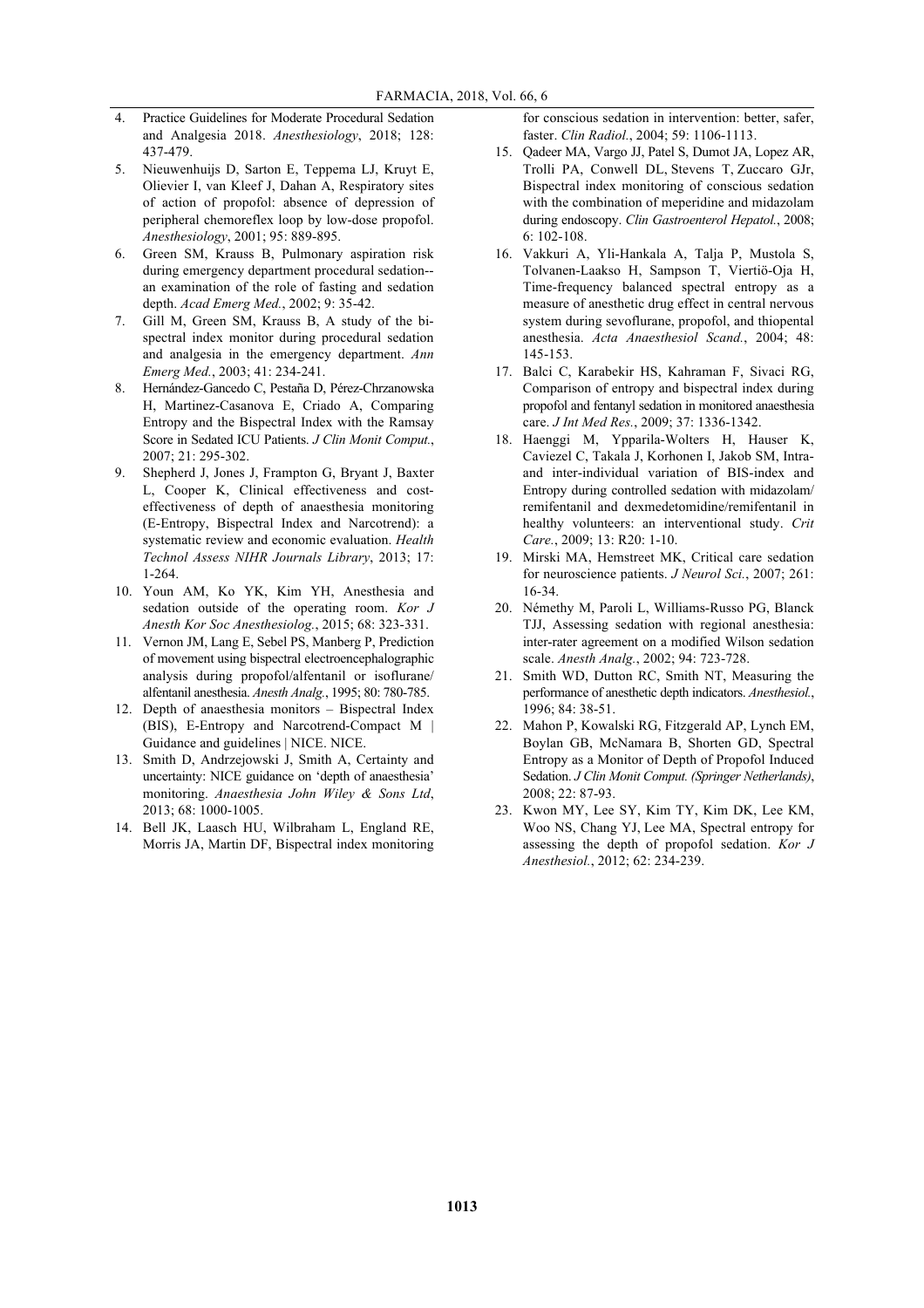4. Practice Guidelines for Moderate Procedural Sedation and Analgesia 2018. *Anesthesiology*, 2018; 128: 437-479.
5. Nieuwenhuijs D, Sarton E, Teppema LJ, Kruyt E, Olievier I, van Kleef J, Dahan A, Respiratory sites of action of propofol: absence of depression of peripheral chemoreflex loop by low-dose propofol. *Anesthesiology*, 2001; 95: 889-895.
6. Green SM, Krauss B, Pulmonary aspiration risk during emergency department procedural sedation--an examination of the role of fasting and sedation depth. *Acad Emerg Med.*, 2002; 9: 35-42.
7. Gill M, Green SM, Krauss B, A study of the bispectral index monitor during procedural sedation and analgesia in the emergency department. *Ann Emerg Med.*, 2003; 41: 234-241.
8. Hernández-Gancedo C, Pestaña D, Pérez-Chrzanowska H, Martinez-Casanova E, Criado A, Comparing Entropy and the Bispectral Index with the Ramsay Score in Sedated ICU Patients. *J Clin Monit Comput.*, 2007; 21: 295-302.
9. Shepherd J, Jones J, Frampton G, Bryant J, Baxter L, Cooper K, Clinical effectiveness and cost-effectiveness of depth of anaesthesia monitoring (E-Entropy, Bispectral Index and Narcotrend): a systematic review and economic evaluation. *Health Technol Assess NIHR Journals Library*, 2013; 17: 1-264.
10. Youn AM, Ko YK, Kim YH, Anesthesia and sedation outside of the operating room. *Kor J Anesth Kor Soc Anesthesiolog.*, 2015; 68: 323-331.
11. Vernon JM, Lang E, Sebel PS, Manberg P, Prediction of movement using bispectral electroencephalographic analysis during propofol/alfentanil or isoflurane/alfentanil anesthesia. *Anesth Analg.*, 1995; 80: 780-785.
12. Depth of anaesthesia monitors – Bispectral Index (BIS), E-Entropy and Narcotrend-Compact M | Guidance and guidelines | NICE. NICE.
13. Smith D, Andrzejowski J, Smith A, Certainty and uncertainty: NICE guidance on 'depth of anaesthesia' monitoring. *Anaesthesia John Wiley & Sons Ltd*, 2013; 68: 1000-1005.
14. Bell JK, Laasch HU, Wilbraham L, England RE, Morris JA, Martin DF, Bispectral index monitoring for conscious sedation in intervention: better, safer, faster. *Clin Radiol.*, 2004; 59: 1106-1113.
15. Qadeer MA, Vargo JJ, Patel S, Dumot JA, Lopez AR, Trolli PA, Conwell DL, Stevens T, Zuccaro GJr, Bispectral index monitoring of conscious sedation with the combination of meperidine and midazolam during endoscopy. *Clin Gastroenterol Hepatol.*, 2008; 6: 102-108.
16. Vakkuri A, Yli-Hankala A, Talja P, Mustola S, Tolvanen-Laakso H, Sampson T, Viertiö-Oja H, Time-frequency balanced spectral entropy as a measure of anesthetic drug effect in central nervous system during sevoflurane, propofol, and thiopental anesthesia. *Acta Anaesthesiol Scand.*, 2004; 48: 145-153.
17. Balci C, Karabekir HS, Kahraman F, Sivaci RG, Comparison of entropy and bispectral index during propofol and fentanyl sedation in monitored anaesthesia care. *J Int Med Res.*, 2009; 37: 1336-1342.
18. Haenggi M, Ypparila-Wolters H, Hauser K, Caviezel C, Takala J, Korhonen I, Jakob SM, Intra- and inter-individual variation of BIS-index and Entropy during controlled sedation with midazolam/remifentanil and dexmedetomidine/remifentanil in healthy volunteers: an interventional study. *Crit Care.*, 2009; 13: R20: 1-10.
19. Mirski MA, Hemstreet MK, Critical care sedation for neuroscience patients. *J Neurol Sci.*, 2007; 261: 16-34.
20. Némethy M, Paroli L, Williams-Russo PG, Blanck TJJ, Assessing sedation with regional anesthesia: inter-rater agreement on a modified Wilson sedation scale. *Anesth Analg.*, 2002; 94: 723-728.
21. Smith WD, Dutton RC, Smith NT, Measuring the performance of anesthetic depth indicators. *Anesthesiol.*, 1996; 84: 38-51.
22. Mahon P, Kowalski RG, Fitzgerald AP, Lynch EM, Boylan GB, McNamara B, Shorten GD, Spectral Entropy as a Monitor of Depth of Propofol Induced Sedation. *J Clin Monit Comput. (Springer Netherlands)*, 2008; 22: 87-93.
23. Kwon MY, Lee SY, Kim TY, Kim DK, Lee KM, Woo NS, Chang YJ, Lee MA, Spectral entropy for assessing the depth of propofol sedation. *Kor J Anesthesiol.*, 2012; 62: 234-239.